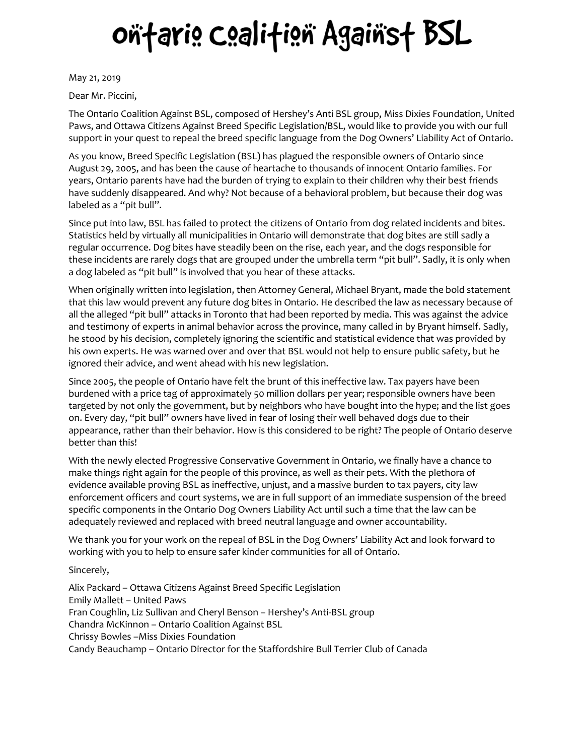# Ontario Coalition Against BSL

May 21, 2019

Dear Mr. Piccini,

The Ontario Coalition Against BSL, composed of Hershey's Anti BSL group, Miss Dixies Foundation, United Paws, and Ottawa Citizens Against Breed Specific Legislation/BSL, would like to provide you with our full support in your quest to repeal the breed specific language from the Dog Owners' Liability Act of Ontario.

As you know, Breed Specific Legislation (BSL) has plagued the responsible owners of Ontario since August 29, 2005, and has been the cause of heartache to thousands of innocent Ontario families. For years, Ontario parents have had the burden of trying to explain to their children why their best friends have suddenly disappeared. And why? Not because of a behavioral problem, but because their dog was labeled as a "pit bull".

Since put into law, BSL has failed to protect the citizens of Ontario from dog related incidents and bites. Statistics held by virtually all municipalities in Ontario will demonstrate that dog bites are still sadly a regular occurrence. Dog bites have steadily been on the rise, each year, and the dogs responsible for these incidents are rarely dogs that are grouped under the umbrella term "pit bull". Sadly, it is only when a dog labeled as "pit bull" is involved that you hear of these attacks.

When originally written into legislation, then Attorney General, Michael Bryant, made the bold statement that this law would prevent any future dog bites in Ontario. He described the law as necessary because of all the alleged "pit bull" attacks in Toronto that had been reported by media. This was against the advice and testimony of experts in animal behavior across the province, many called in by Bryant himself. Sadly, he stood by his decision, completely ignoring the scientific and statistical evidence that was provided by his own experts. He was warned over and over that BSL would not help to ensure public safety, but he ignored their advice, and went ahead with his new legislation.

Since 2005, the people of Ontario have felt the brunt of this ineffective law. Tax payers have been burdened with a price tag of approximately 50 million dollars per year; responsible owners have been targeted by not only the government, but by neighbors who have bought into the hype; and the list goes on. Every day, "pit bull" owners have lived in fear of losing their well behaved dogs due to their appearance, rather than their behavior. How is this considered to be right? The people of Ontario deserve better than this!

With the newly elected Progressive Conservative Government in Ontario, we finally have a chance to make things right again for the people of this province, as well as their pets. With the plethora of evidence available proving BSL as ineffective, unjust, and a massive burden to tax payers, city law enforcement officers and court systems, we are in full support of an immediate suspension of the breed specific components in the Ontario Dog Owners Liability Act until such a time that the law can be adequately reviewed and replaced with breed neutral language and owner accountability.

We thank you for your work on the repeal of BSL in the Dog Owners' Liability Act and look forward to working with you to help to ensure safer kinder communities for all of Ontario.

Sincerely,

Alix Packard – Ottawa Citizens Against Breed Specific Legislation  
Emily Mallett – United Paws  
Fran Coughlin, Liz Sullivan and Cheryl Benson – Hershey's Anti-BSL group  
Chandra McKinnon – Ontario Coalition Against BSL  
Chrissy Bowles –Miss Dixies Foundation  
Candy Beauchamp – Ontario Director for the Staffordshire Bull Terrier Club of Canada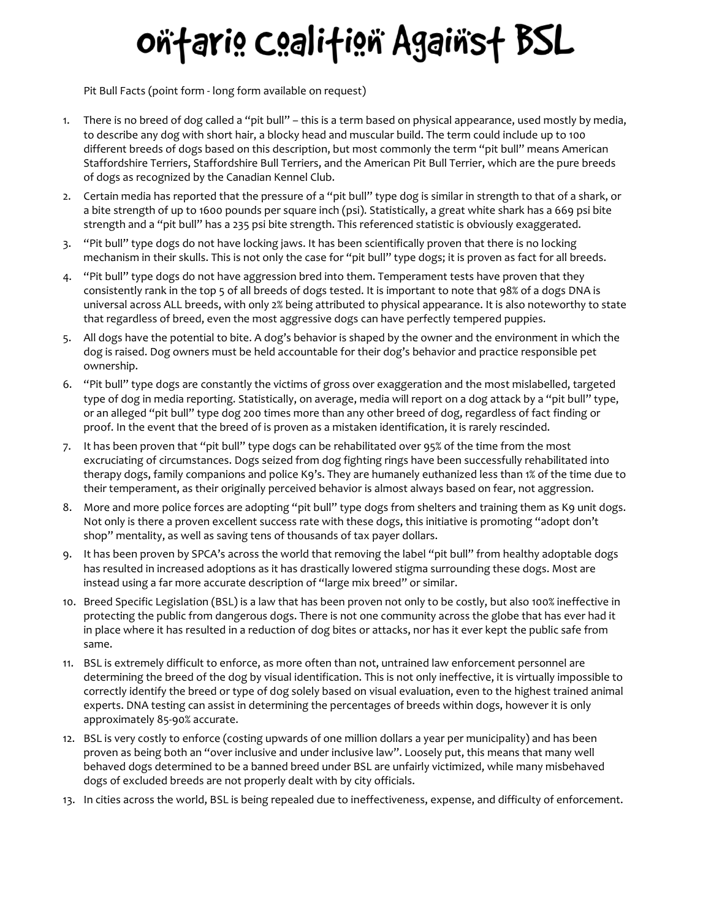# Ontario Coalition Against BSL

Pit Bull Facts (point form - long form available on request)

1. There is no breed of dog called a "pit bull" – this is a term based on physical appearance, used mostly by media, to describe any dog with short hair, a blocky head and muscular build. The term could include up to 100 different breeds of dogs based on this description, but most commonly the term "pit bull" means American Staffordshire Terriers, Staffordshire Bull Terriers, and the American Pit Bull Terrier, which are the pure breeds of dogs as recognized by the Canadian Kennel Club.
2. Certain media has reported that the pressure of a "pit bull" type dog is similar in strength to that of a shark, or a bite strength of up to 1600 pounds per square inch (psi). Statistically, a great white shark has a 669 psi bite strength and a "pit bull" has a 235 psi bite strength. This referenced statistic is obviously exaggerated.
3. "Pit bull" type dogs do not have locking jaws. It has been scientifically proven that there is no locking mechanism in their skulls. This is not only the case for "pit bull" type dogs; it is proven as fact for all breeds.
4. "Pit bull" type dogs do not have aggression bred into them. Temperament tests have proven that they consistently rank in the top 5 of all breeds of dogs tested. It is important to note that 98% of a dogs DNA is universal across ALL breeds, with only 2% being attributed to physical appearance. It is also noteworthy to state that regardless of breed, even the most aggressive dogs can have perfectly tempered puppies.
5. All dogs have the potential to bite. A dog's behavior is shaped by the owner and the environment in which the dog is raised. Dog owners must be held accountable for their dog's behavior and practice responsible pet ownership.
6. "Pit bull" type dogs are constantly the victims of gross over exaggeration and the most mislabelled, targeted type of dog in media reporting. Statistically, on average, media will report on a dog attack by a "pit bull" type, or an alleged "pit bull" type dog 200 times more than any other breed of dog, regardless of fact finding or proof. In the event that the breed of is proven as a mistaken identification, it is rarely rescinded.
7. It has been proven that "pit bull" type dogs can be rehabilitated over 95% of the time from the most excruciating of circumstances. Dogs seized from dog fighting rings have been successfully rehabilitated into therapy dogs, family companions and police K9's. They are humanely euthanized less than 1% of the time due to their temperament, as their originally perceived behavior is almost always based on fear, not aggression.
8. More and more police forces are adopting "pit bull" type dogs from shelters and training them as K9 unit dogs. Not only is there a proven excellent success rate with these dogs, this initiative is promoting "adopt don't shop" mentality, as well as saving tens of thousands of tax payer dollars.
9. It has been proven by SPCA's across the world that removing the label "pit bull" from healthy adoptable dogs has resulted in increased adoptions as it has drastically lowered stigma surrounding these dogs. Most are instead using a far more accurate description of "large mix breed" or similar.
10. Breed Specific Legislation (BSL) is a law that has been proven not only to be costly, but also 100% ineffective in protecting the public from dangerous dogs. There is not one community across the globe that has ever had it in place where it has resulted in a reduction of dog bites or attacks, nor has it ever kept the public safe from same.
11. BSL is extremely difficult to enforce, as more often than not, untrained law enforcement personnel are determining the breed of the dog by visual identification. This is not only ineffective, it is virtually impossible to correctly identify the breed or type of dog solely based on visual evaluation, even to the highest trained animal experts. DNA testing can assist in determining the percentages of breeds within dogs, however it is only approximately 85-90% accurate.
12. BSL is very costly to enforce (costing upwards of one million dollars a year per municipality) and has been proven as being both an "over inclusive and under inclusive law". Loosely put, this means that many well behaved dogs determined to be a banned breed under BSL are unfairly victimized, while many misbehaved dogs of excluded breeds are not properly dealt with by city officials.
13. In cities across the world, BSL is being repealed due to ineffectiveness, expense, and difficulty of enforcement.